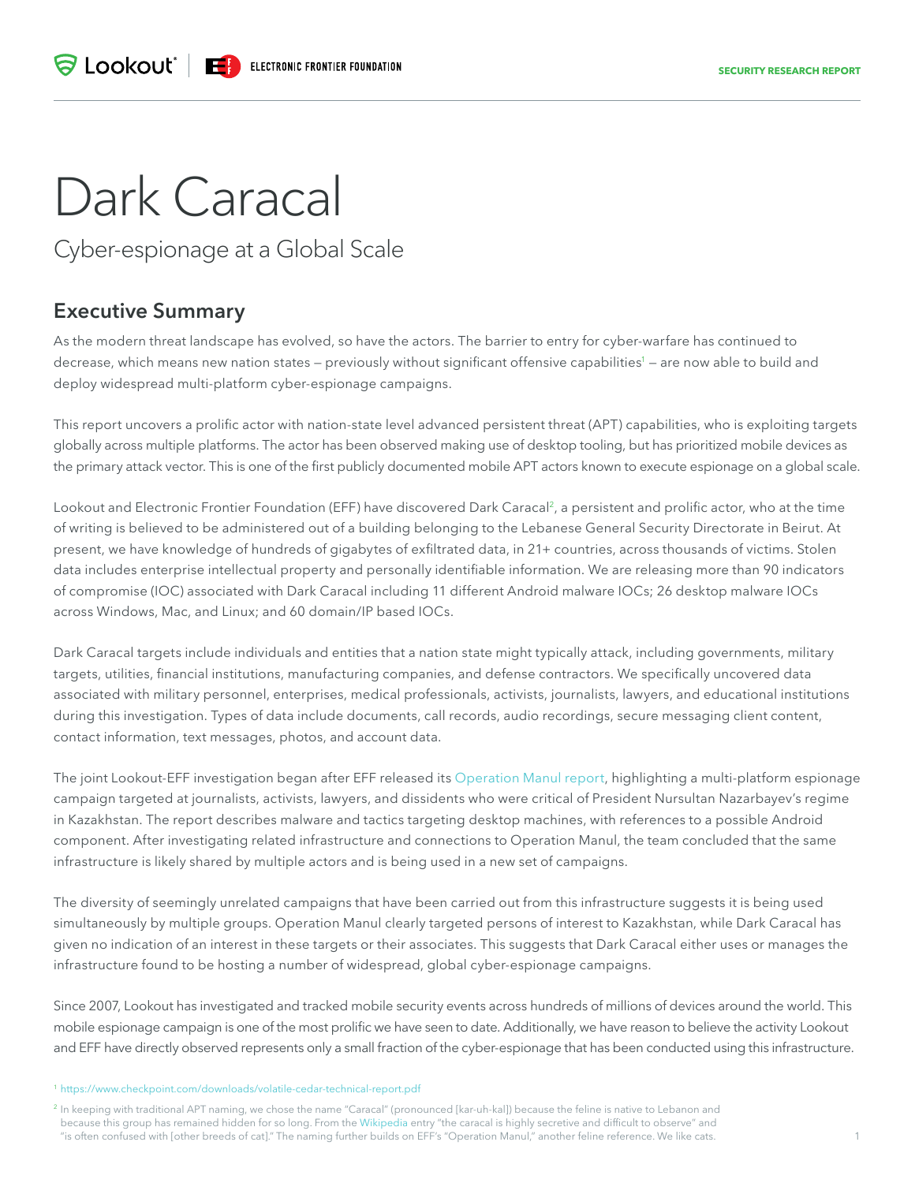# Dark Caracal

Cyber-espionage at a Global Scale

## Executive Summary

As the modern threat landscape has evolved, so have the actors. The barrier to entry for cyber-warfare has continued to decrease, which means new nation states – previously without significant offensive capabilities[1] – are now able to build and deploy widespread multi-platform cyber-espionage campaigns.

This report uncovers a prolific actor with nation-state level advanced persistent threat (APT) capabilities, who is exploiting targets globally across multiple platforms. The actor has been observed making use of desktop tooling, but has prioritized mobile devices as the primary attack vector. This is one of the first publicly documented mobile APT actors known to execute espionage on a global scale.

Lookout and Electronic Frontier Foundation (EFF) have discovered Dark Caracal[2], a persistent and prolific actor, who at the time of writing is believed to be administered out of a building belonging to the Lebanese General Security Directorate in Beirut. At present, we have knowledge of hundreds of gigabytes of exfiltrated data, in 21+ countries, across thousands of victims. Stolen data includes enterprise intellectual property and personally identifiable information. We are releasing more than 90 indicators of compromise (IOC) associated with Dark Caracal including 11 different Android malware IOCs; 26 desktop malware IOCs across Windows, Mac, and Linux; and 60 domain/IP based IOCs.

Dark Caracal targets include individuals and entities that a nation state might typically attack, including governments, military targets, utilities, financial institutions, manufacturing companies, and defense contractors. We specifically uncovered data associated with military personnel, enterprises, medical professionals, activists, journalists, lawyers, and educational institutions during this investigation. Types of data include documents, call records, audio recordings, secure messaging client content, contact information, text messages, photos, and account data.

The joint Lookout-EFF investigation began after EFF released its Operation Manul report, highlighting a multi-platform espionage campaign targeted at journalists, activists, lawyers, and dissidents who were critical of President Nursultan Nazarbayev's regime in Kazakhstan. The report describes malware and tactics targeting desktop machines, with references to a possible Android component. After investigating related infrastructure and connections to Operation Manul, the team concluded that the same infrastructure is likely shared by multiple actors and is being used in a new set of campaigns.

The diversity of seemingly unrelated campaigns that have been carried out from this infrastructure suggests it is being used simultaneously by multiple groups. Operation Manul clearly targeted persons of interest to Kazakhstan, while Dark Caracal has given no indication of an interest in these targets or their associates. This suggests that Dark Caracal either uses or manages the infrastructure found to be hosting a number of widespread, global cyber-espionage campaigns.

Since 2007, Lookout has investigated and tracked mobile security events across hundreds of millions of devices around the world. This mobile espionage campaign is one of the most prolific we have seen to date. Additionally, we have reason to believe the activity Lookout and EFF have directly observed represents only a small fraction of the cyber-espionage that has been conducted using this infrastructure.

[1] https://www.checkpoint.com/downloads/volatile-cedar-technical-report.pdf

[2] In keeping with traditional APT naming, we chose the name "Caracal" (pronounced [kar-uh-kal]) because the feline is native to Lebanon and because this group has remained hidden for so long. From the Wikipedia entry "the caracal is highly secretive and difficult to observe" and "is often confused with [other breeds of cat]." The naming further builds on EFF's "Operation Manul," another feline reference. We like cats.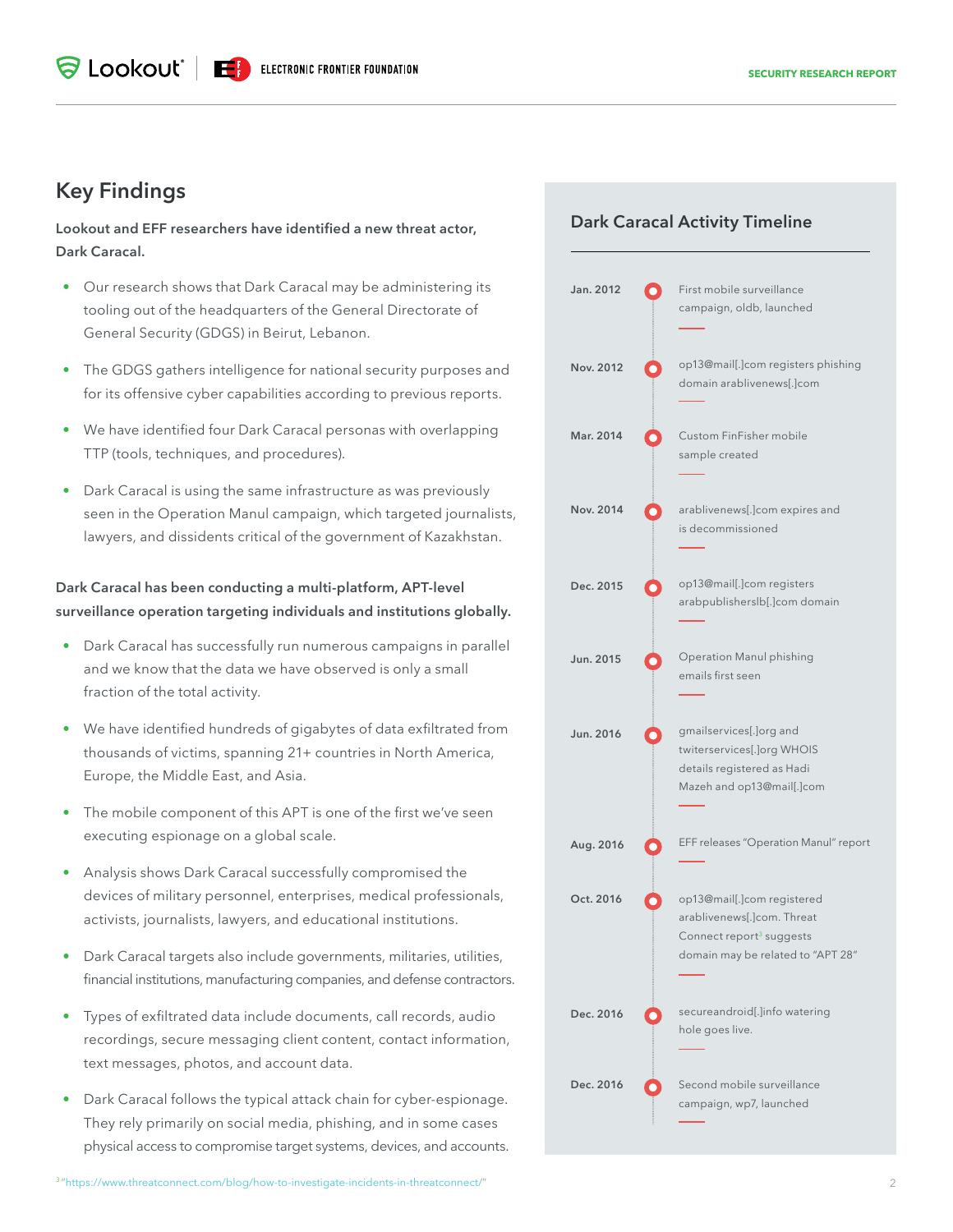## Key Findings

**Lookout and EFF researchers have identified a new threat actor, Dark Caracal.**

- Our research shows that Dark Caracal may be administering its tooling out of the headquarters of the General Directorate of General Security (GDGS) in Beirut, Lebanon.
- The GDGS gathers intelligence for national security purposes and for its offensive cyber capabilities according to previous reports.
- We have identified four Dark Caracal personas with overlapping TTP (tools, techniques, and procedures).
- Dark Caracal is using the same infrastructure as was previously seen in the Operation Manul campaign, which targeted journalists, lawyers, and dissidents critical of the government of Kazakhstan.

**Dark Caracal has been conducting a multi-platform, APT-level surveillance operation targeting individuals and institutions globally.**

- Dark Caracal has successfully run numerous campaigns in parallel and we know that the data we have observed is only a small fraction of the total activity.
- We have identified hundreds of gigabytes of data exfiltrated from thousands of victims, spanning 21+ countries in North America, Europe, the Middle East, and Asia.
- The mobile component of this APT is one of the first we've seen executing espionage on a global scale.
- Analysis shows Dark Caracal successfully compromised the devices of military personnel, enterprises, medical professionals, activists, journalists, lawyers, and educational institutions.
- Dark Caracal targets also include governments, militaries, utilities, financial institutions, manufacturing companies, and defense contractors.
- Types of exfiltrated data include documents, call records, audio recordings, secure messaging client content, contact information, text messages, photos, and account data.
- Dark Caracal follows the typical attack chain for cyber-espionage. They rely primarily on social media, phishing, and in some cases physical access to compromise target systems, devices, and accounts.

## Dark Caracal Activity Timeline

- **Jan. 2012** — First mobile surveillance campaign, oldb, launched
- **Nov. 2012** — op13@mail[.]com registers phishing domain arablivenews[.]com
- **Mar. 2014** — Custom FinFisher mobile sample created
- **Nov. 2014** — arablivenews[.]com expires and is decommissioned
- **Dec. 2015** — op13@mail[.]com registers arabpublisherslb[.]com domain
- **Jun. 2015** — Operation Manul phishing emails first seen
- **Jun. 2016** — gmailservices[.]org and twitterservices[.]org WHOIS details registered as Hadi Mazeh and op13@mail[.]com
- **Aug. 2016** — EFF releases "Operation Manul" report
- **Oct. 2016** — op13@mail[.]com registered arablivenews[.]com. Threat Connect report[3] suggests domain may be related to "APT 28"
- **Dec. 2016** — secureandroid[.]info watering hole goes live.
- **Dec. 2016** — Second mobile surveillance campaign, wp7, launched

[3] "https://www.threatconnect.com/blog/how-to-investigate-incidents-in-threatconnect/"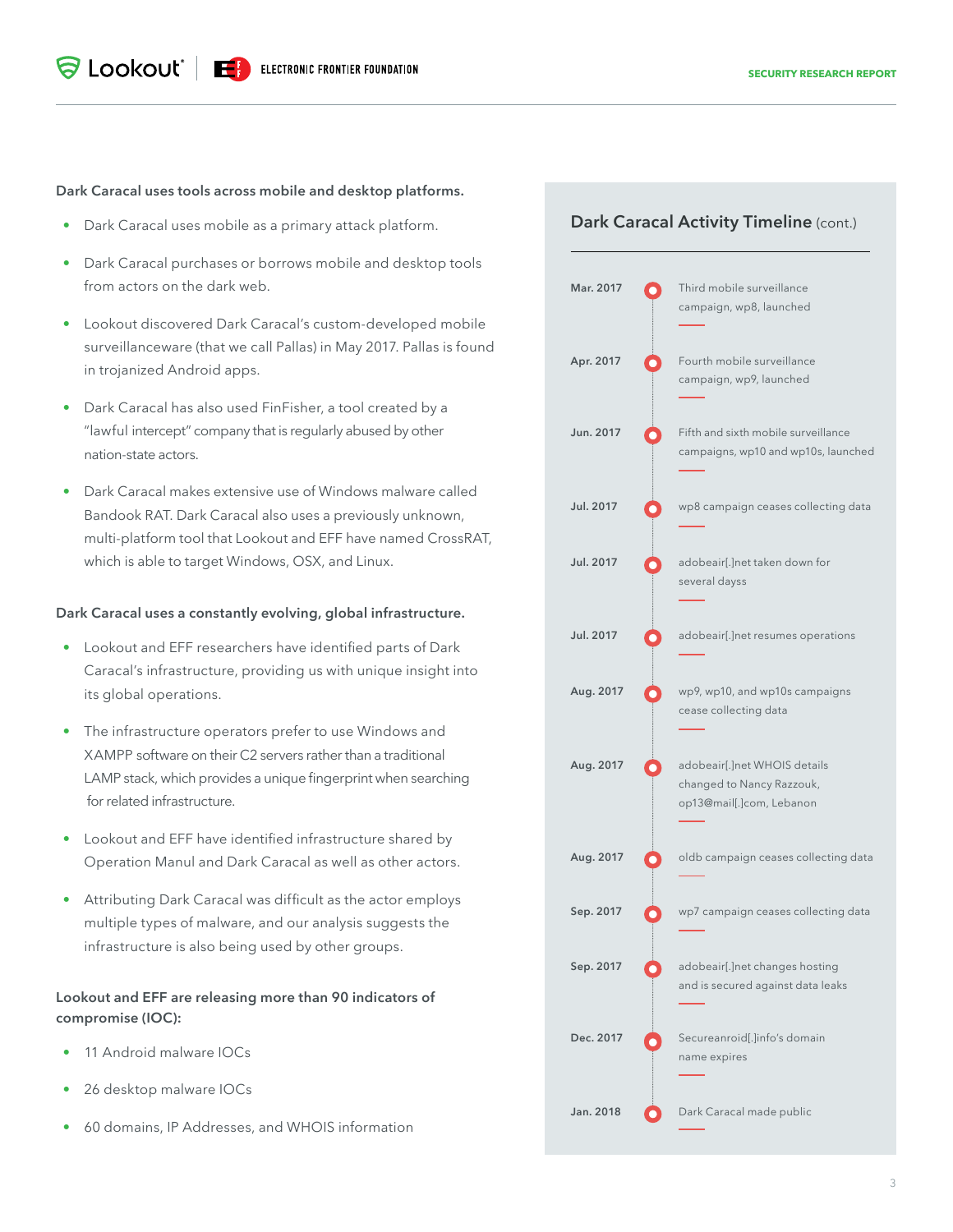**Dark Caracal uses tools across mobile and desktop platforms.**

- Dark Caracal uses mobile as a primary attack platform.
- Dark Caracal purchases or borrows mobile and desktop tools from actors on the dark web.
- Lookout discovered Dark Caracal's custom-developed mobile surveillanceware (that we call Pallas) in May 2017. Pallas is found in trojanized Android apps.
- Dark Caracal has also used FinFisher, a tool created by a "lawful intercept" company that is regularly abused by other nation-state actors.
- Dark Caracal makes extensive use of Windows malware called Bandook RAT. Dark Caracal also uses a previously unknown, multi-platform tool that Lookout and EFF have named CrossRAT, which is able to target Windows, OSX, and Linux.

**Dark Caracal uses a constantly evolving, global infrastructure.**

- Lookout and EFF researchers have identified parts of Dark Caracal's infrastructure, providing us with unique insight into its global operations.
- The infrastructure operators prefer to use Windows and XAMPP software on their C2 servers rather than a traditional LAMP stack, which provides a unique fingerprint when searching for related infrastructure.
- Lookout and EFF have identified infrastructure shared by Operation Manul and Dark Caracal as well as other actors.
- Attributing Dark Caracal was difficult as the actor employs multiple types of malware, and our analysis suggests the infrastructure is also being used by other groups.

**Lookout and EFF are releasing more than 90 indicators of compromise (IOC):**

- 11 Android malware IOCs
- 26 desktop malware IOCs
- 60 domains, IP Addresses, and WHOIS information

## Dark Caracal Activity Timeline (cont.)

- **Mar. 2017** — Third mobile surveillance campaign, wp8, launched
- **Apr. 2017** — Fourth mobile surveillance campaign, wp9, launched
- **Jun. 2017** — Fifth and sixth mobile surveillance campaigns, wp10 and wp10s, launched
- **Jul. 2017** — wp8 campaign ceases collecting data
- **Jul. 2017** — adobeair[.]net taken down for several dayss
- **Jul. 2017** — adobeair[.]net resumes operations
- **Aug. 2017** — wp9, wp10, and wp10s campaigns cease collecting data
- **Aug. 2017** — adobeair[.]net WHOIS details changed to Nancy Razzouk, op13@mail[.]com, Lebanon
- **Aug. 2017** — oldb campaign ceases collecting data
- **Sep. 2017** — wp7 campaign ceases collecting data
- **Sep. 2017** — adobeair[.]net changes hosting and is secured against data leaks
- **Dec. 2017** — Secureanroid[.]info's domain name expires
- **Jan. 2018** — Dark Caracal made public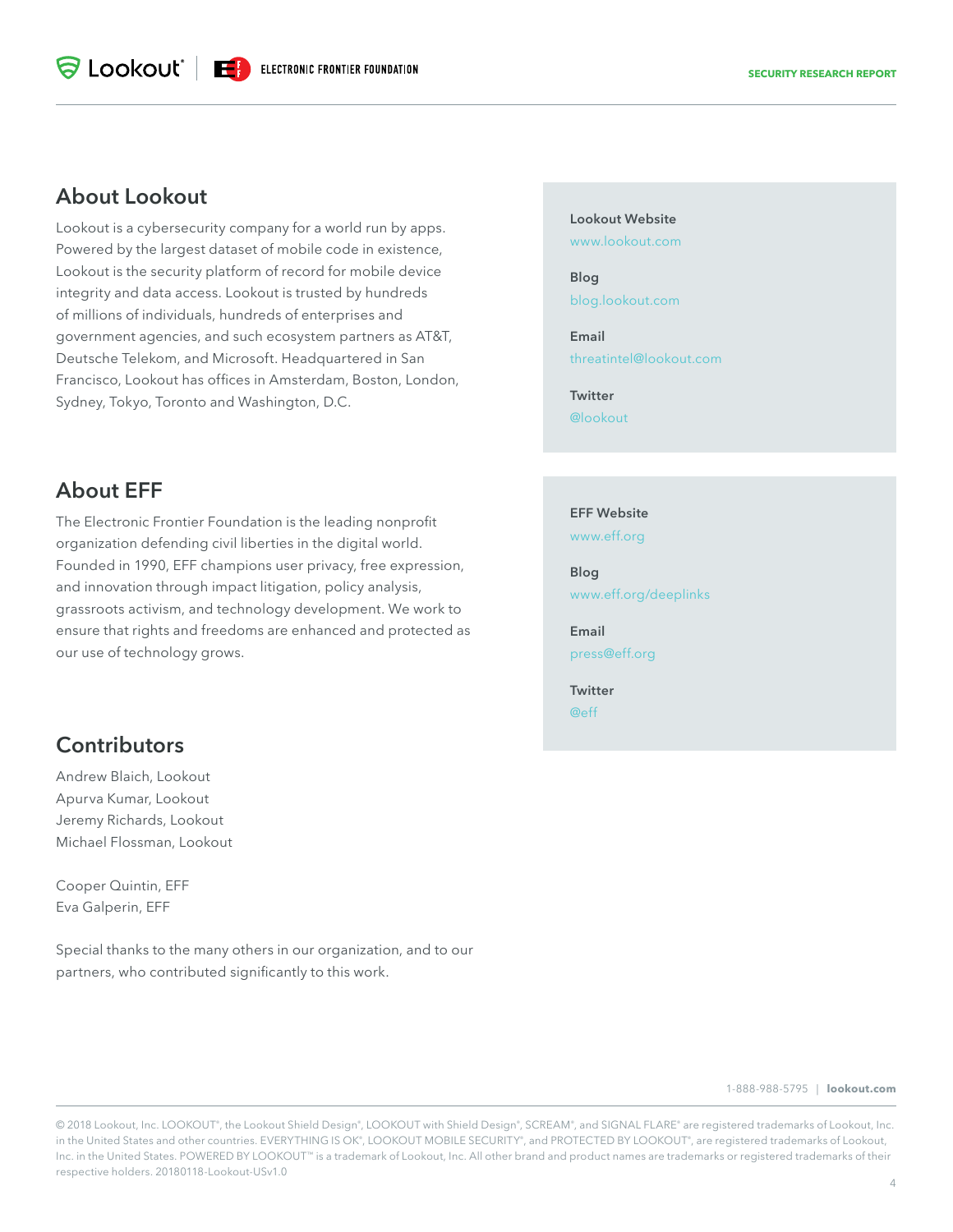## About Lookout

Lookout is a cybersecurity company for a world run by apps. Powered by the largest dataset of mobile code in existence, Lookout is the security platform of record for mobile device integrity and data access. Lookout is trusted by hundreds of millions of individuals, hundreds of enterprises and government agencies, and such ecosystem partners as AT&T, Deutsche Telekom, and Microsoft. Headquartered in San Francisco, Lookout has offices in Amsterdam, Boston, London, Sydney, Tokyo, Toronto and Washington, D.C.

**Lookout Website**
www.lookout.com

**Blog**
blog.lookout.com

**Email**
threatintel@lookout.com

**Twitter**
@lookout

## About EFF

The Electronic Frontier Foundation is the leading nonprofit organization defending civil liberties in the digital world. Founded in 1990, EFF champions user privacy, free expression, and innovation through impact litigation, policy analysis, grassroots activism, and technology development. We work to ensure that rights and freedoms are enhanced and protected as our use of technology grows.

**EFF Website**
www.eff.org

**Blog**
www.eff.org/deeplinks

**Email**
press@eff.org

**Twitter**
@eff

## Contributors

Andrew Blaich, Lookout
Apurva Kumar, Lookout
Jeremy Richards, Lookout
Michael Flossman, Lookout

Cooper Quintin, EFF
Eva Galperin, EFF

Special thanks to the many others in our organization, and to our partners, who contributed significantly to this work.

1-888-988-5795 | **lookout.com**

© 2018 Lookout, Inc. LOOKOUT®, the Lookout Shield Design®, LOOKOUT with Shield Design®, SCREAM®, and SIGNAL FLARE® are registered trademarks of Lookout, Inc. in the United States and other countries. EVERYTHING IS OK®, LOOKOUT MOBILE SECURITY®, and PROTECTED BY LOOKOUT®, are registered trademarks of Lookout, Inc. in the United States. POWERED BY LOOKOUT™ is a trademark of Lookout, Inc. All other brand and product names are trademarks or registered trademarks of their respective holders. 20180118-Lookout-USv1.0